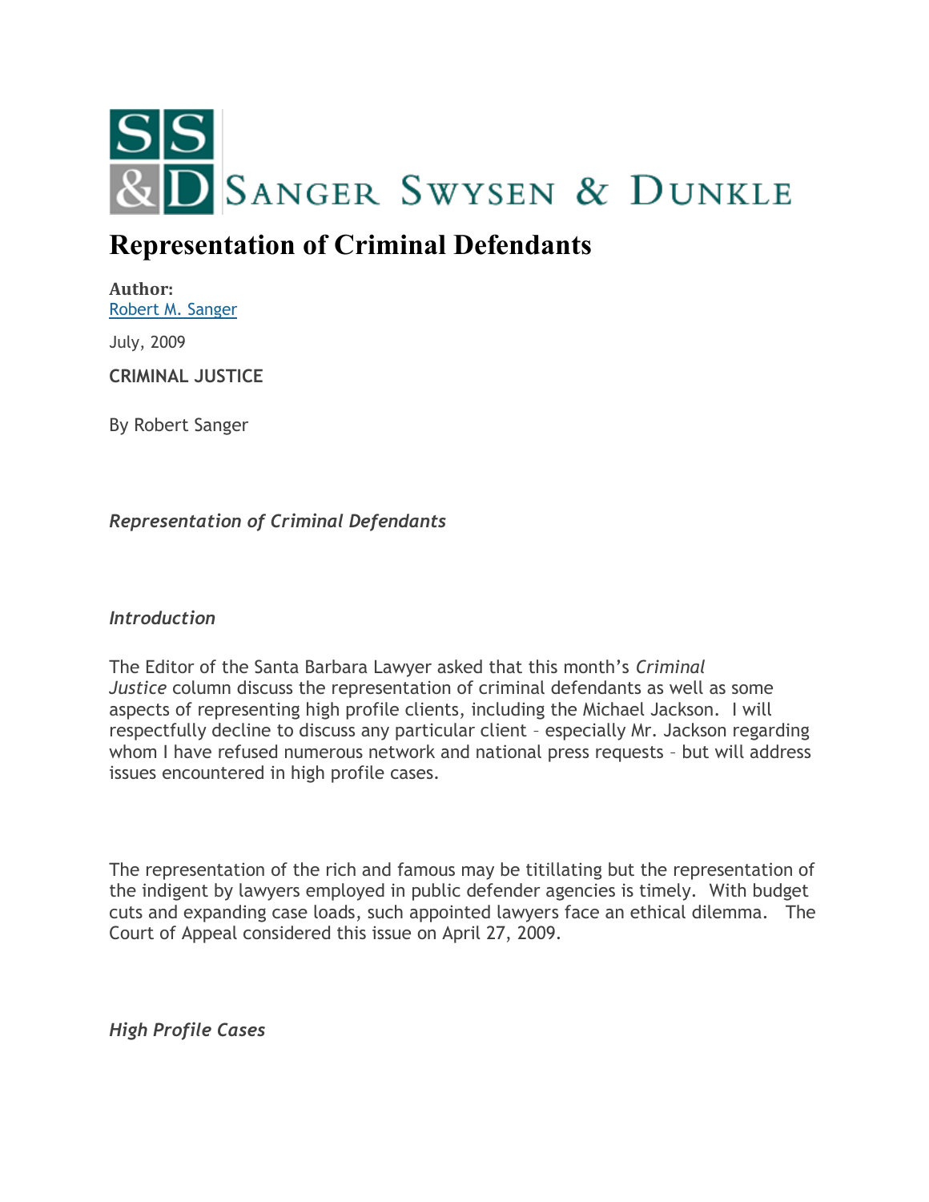**SANGER SWYSEN & DUNKLE**

# Representation of Criminal Defendants

**Author:**
Robert M. Sanger

July, 2009

**CRIMINAL JUSTICE**

By Robert Sanger

*Representation of Criminal Defendants*

*Introduction*

The Editor of the Santa Barbara Lawyer asked that this month's *Criminal Justice* column discuss the representation of criminal defendants as well as some aspects of representing high profile clients, including the Michael Jackson. I will respectfully decline to discuss any particular client – especially Mr. Jackson regarding whom I have refused numerous network and national press requests – but will address issues encountered in high profile cases.

The representation of the rich and famous may be titillating but the representation of the indigent by lawyers employed in public defender agencies is timely. With budget cuts and expanding case loads, such appointed lawyers face an ethical dilemma. The Court of Appeal considered this issue on April 27, 2009.

*High Profile Cases*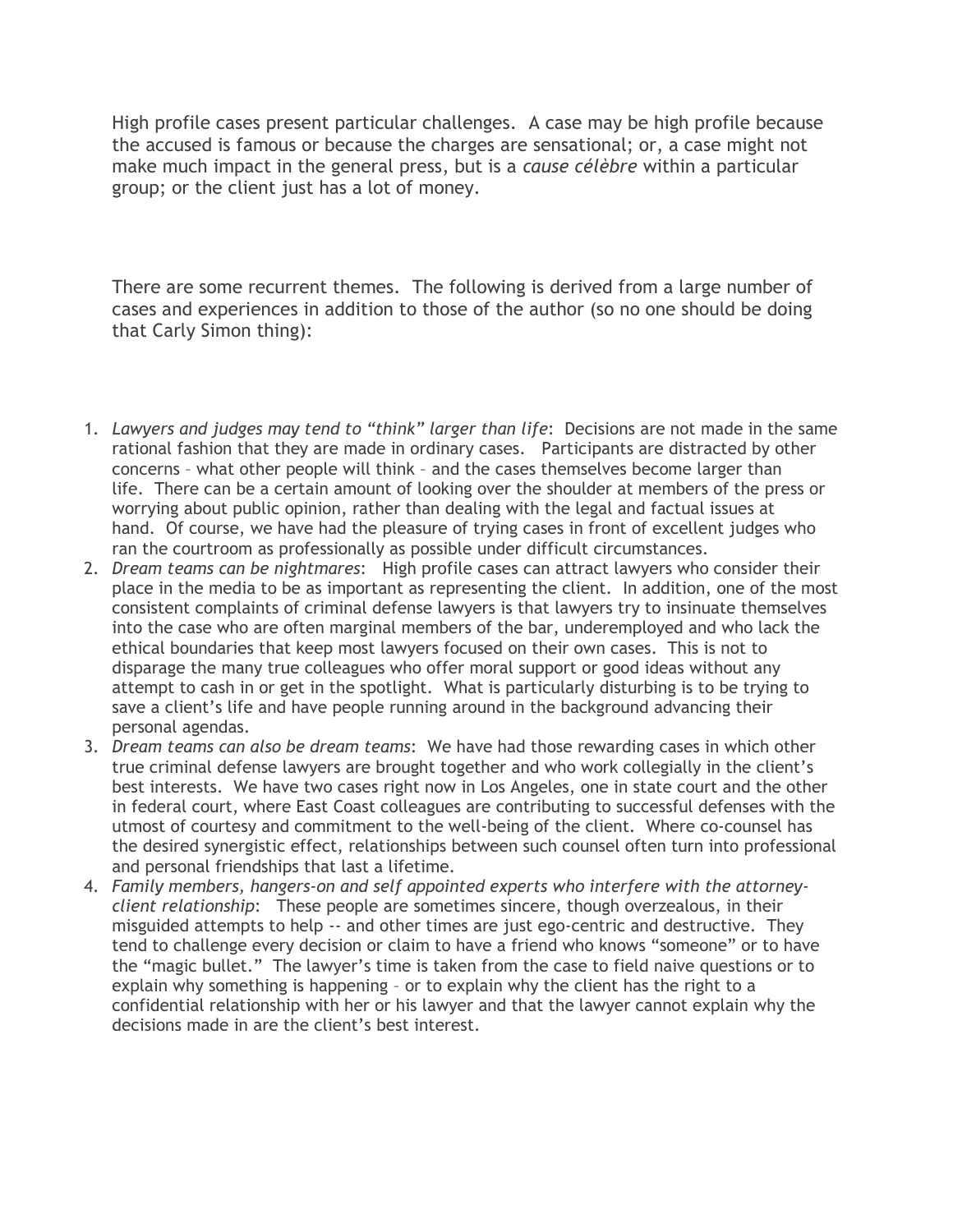High profile cases present particular challenges. A case may be high profile because the accused is famous or because the charges are sensational; or, a case might not make much impact in the general press, but is a *cause célèbre* within a particular group; or the client just has a lot of money.

There are some recurrent themes. The following is derived from a large number of cases and experiences in addition to those of the author (so no one should be doing that Carly Simon thing):

1. *Lawyers and judges may tend to "think" larger than life*: Decisions are not made in the same rational fashion that they are made in ordinary cases. Participants are distracted by other concerns – what other people will think – and the cases themselves become larger than life. There can be a certain amount of looking over the shoulder at members of the press or worrying about public opinion, rather than dealing with the legal and factual issues at hand. Of course, we have had the pleasure of trying cases in front of excellent judges who ran the courtroom as professionally as possible under difficult circumstances.
2. *Dream teams can be nightmares*: High profile cases can attract lawyers who consider their place in the media to be as important as representing the client. In addition, one of the most consistent complaints of criminal defense lawyers is that lawyers try to insinuate themselves into the case who are often marginal members of the bar, underemployed and who lack the ethical boundaries that keep most lawyers focused on their own cases. This is not to disparage the many true colleagues who offer moral support or good ideas without any attempt to cash in or get in the spotlight. What is particularly disturbing is to be trying to save a client's life and have people running around in the background advancing their personal agendas.
3. *Dream teams can also be dream teams*: We have had those rewarding cases in which other true criminal defense lawyers are brought together and who work collegially in the client's best interests. We have two cases right now in Los Angeles, one in state court and the other in federal court, where East Coast colleagues are contributing to successful defenses with the utmost of courtesy and commitment to the well-being of the client. Where co-counsel has the desired synergistic effect, relationships between such counsel often turn into professional and personal friendships that last a lifetime.
4. *Family members, hangers-on and self appointed experts who interfere with the attorney-client relationship*: These people are sometimes sincere, though overzealous, in their misguided attempts to help -- and other times are just ego-centric and destructive. They tend to challenge every decision or claim to have a friend who knows "someone" or to have the "magic bullet." The lawyer's time is taken from the case to field naive questions or to explain why something is happening – or to explain why the client has the right to a confidential relationship with her or his lawyer and that the lawyer cannot explain why the decisions made in are the client's best interest.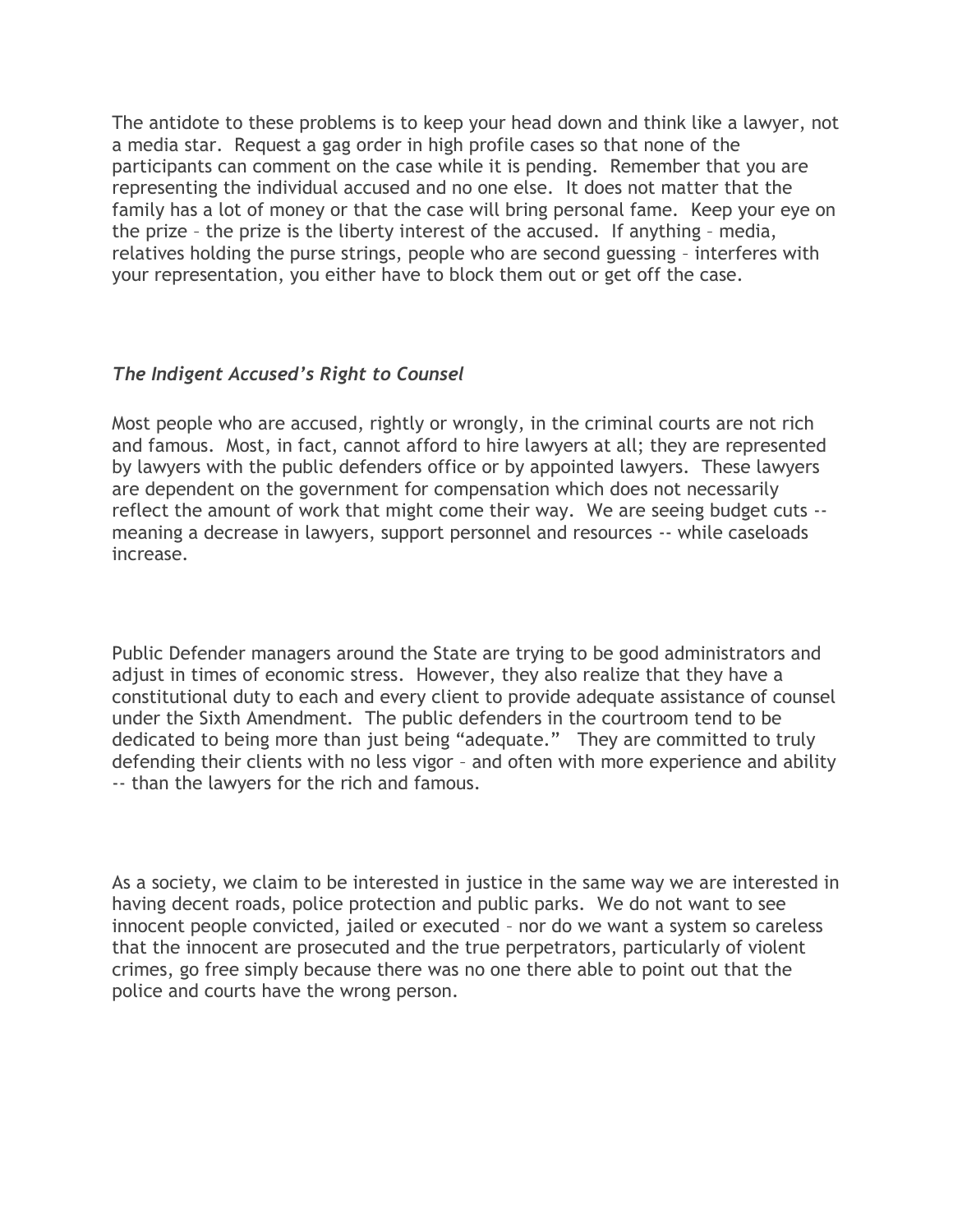The antidote to these problems is to keep your head down and think like a lawyer, not a media star. Request a gag order in high profile cases so that none of the participants can comment on the case while it is pending. Remember that you are representing the individual accused and no one else. It does not matter that the family has a lot of money or that the case will bring personal fame. Keep your eye on the prize – the prize is the liberty interest of the accused. If anything – media, relatives holding the purse strings, people who are second guessing – interferes with your representation, you either have to block them out or get off the case.

### *The Indigent Accused's Right to Counsel*

Most people who are accused, rightly or wrongly, in the criminal courts are not rich and famous. Most, in fact, cannot afford to hire lawyers at all; they are represented by lawyers with the public defenders office or by appointed lawyers. These lawyers are dependent on the government for compensation which does not necessarily reflect the amount of work that might come their way. We are seeing budget cuts -- meaning a decrease in lawyers, support personnel and resources -- while caseloads increase.

Public Defender managers around the State are trying to be good administrators and adjust in times of economic stress. However, they also realize that they have a constitutional duty to each and every client to provide adequate assistance of counsel under the Sixth Amendment. The public defenders in the courtroom tend to be dedicated to being more than just being "adequate." They are committed to truly defending their clients with no less vigor – and often with more experience and ability -- than the lawyers for the rich and famous.

As a society, we claim to be interested in justice in the same way we are interested in having decent roads, police protection and public parks. We do not want to see innocent people convicted, jailed or executed – nor do we want a system so careless that the innocent are prosecuted and the true perpetrators, particularly of violent crimes, go free simply because there was no one there able to point out that the police and courts have the wrong person.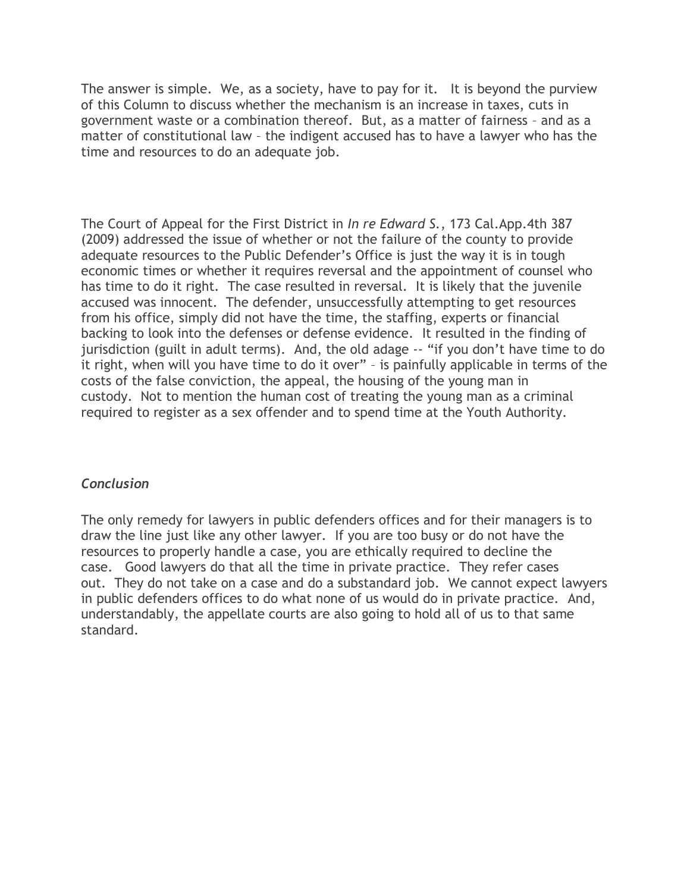The answer is simple. We, as a society, have to pay for it. It is beyond the purview of this Column to discuss whether the mechanism is an increase in taxes, cuts in government waste or a combination thereof. But, as a matter of fairness – and as a matter of constitutional law – the indigent accused has to have a lawyer who has the time and resources to do an adequate job.

The Court of Appeal for the First District in *In re Edward S.*, 173 Cal.App.4th 387 (2009) addressed the issue of whether or not the failure of the county to provide adequate resources to the Public Defender's Office is just the way it is in tough economic times or whether it requires reversal and the appointment of counsel who has time to do it right. The case resulted in reversal. It is likely that the juvenile accused was innocent. The defender, unsuccessfully attempting to get resources from his office, simply did not have the time, the staffing, experts or financial backing to look into the defenses or defense evidence. It resulted in the finding of jurisdiction (guilt in adult terms). And, the old adage -- "if you don't have time to do it right, when will you have time to do it over" – is painfully applicable in terms of the costs of the false conviction, the appeal, the housing of the young man in custody. Not to mention the human cost of treating the young man as a criminal required to register as a sex offender and to spend time at the Youth Authority.

### *Conclusion*

The only remedy for lawyers in public defenders offices and for their managers is to draw the line just like any other lawyer. If you are too busy or do not have the resources to properly handle a case, you are ethically required to decline the case. Good lawyers do that all the time in private practice. They refer cases out. They do not take on a case and do a substandard job. We cannot expect lawyers in public defenders offices to do what none of us would do in private practice. And, understandably, the appellate courts are also going to hold all of us to that same standard.